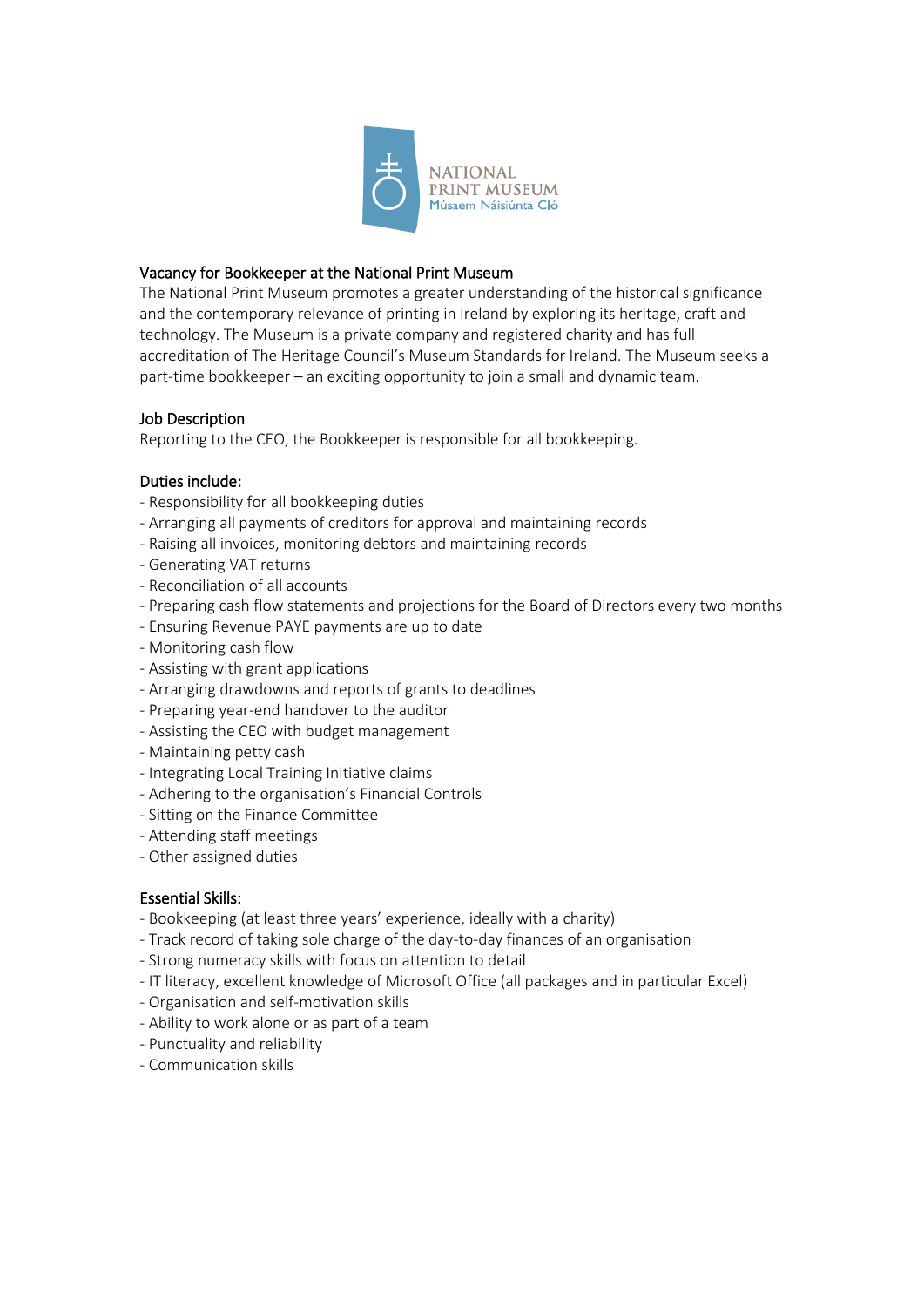NATIONAL PRINT MUSEUM
Músaem Náisiúnta Cló

## Vacancy for Bookkeeper at the National Print Museum

The National Print Museum promotes a greater understanding of the historical significance and the contemporary relevance of printing in Ireland by exploring its heritage, craft and technology. The Museum is a private company and registered charity and has full accreditation of The Heritage Council's Museum Standards for Ireland. The Museum seeks a part-time bookkeeper – an exciting opportunity to join a small and dynamic team.

## Job Description

Reporting to the CEO, the Bookkeeper is responsible for all bookkeeping.

## Duties include:

- Responsibility for all bookkeeping duties
- Arranging all payments of creditors for approval and maintaining records
- Raising all invoices, monitoring debtors and maintaining records
- Generating VAT returns
- Reconciliation of all accounts
- Preparing cash flow statements and projections for the Board of Directors every two months
- Ensuring Revenue PAYE payments are up to date
- Monitoring cash flow
- Assisting with grant applications
- Arranging drawdowns and reports of grants to deadlines
- Preparing year-end handover to the auditor
- Assisting the CEO with budget management
- Maintaining petty cash
- Integrating Local Training Initiative claims
- Adhering to the organisation's Financial Controls
- Sitting on the Finance Committee
- Attending staff meetings
- Other assigned duties

## Essential Skills:

- Bookkeeping (at least three years' experience, ideally with a charity)
- Track record of taking sole charge of the day-to-day finances of an organisation
- Strong numeracy skills with focus on attention to detail
- IT literacy, excellent knowledge of Microsoft Office (all packages and in particular Excel)
- Organisation and self-motivation skills
- Ability to work alone or as part of a team
- Punctuality and reliability
- Communication skills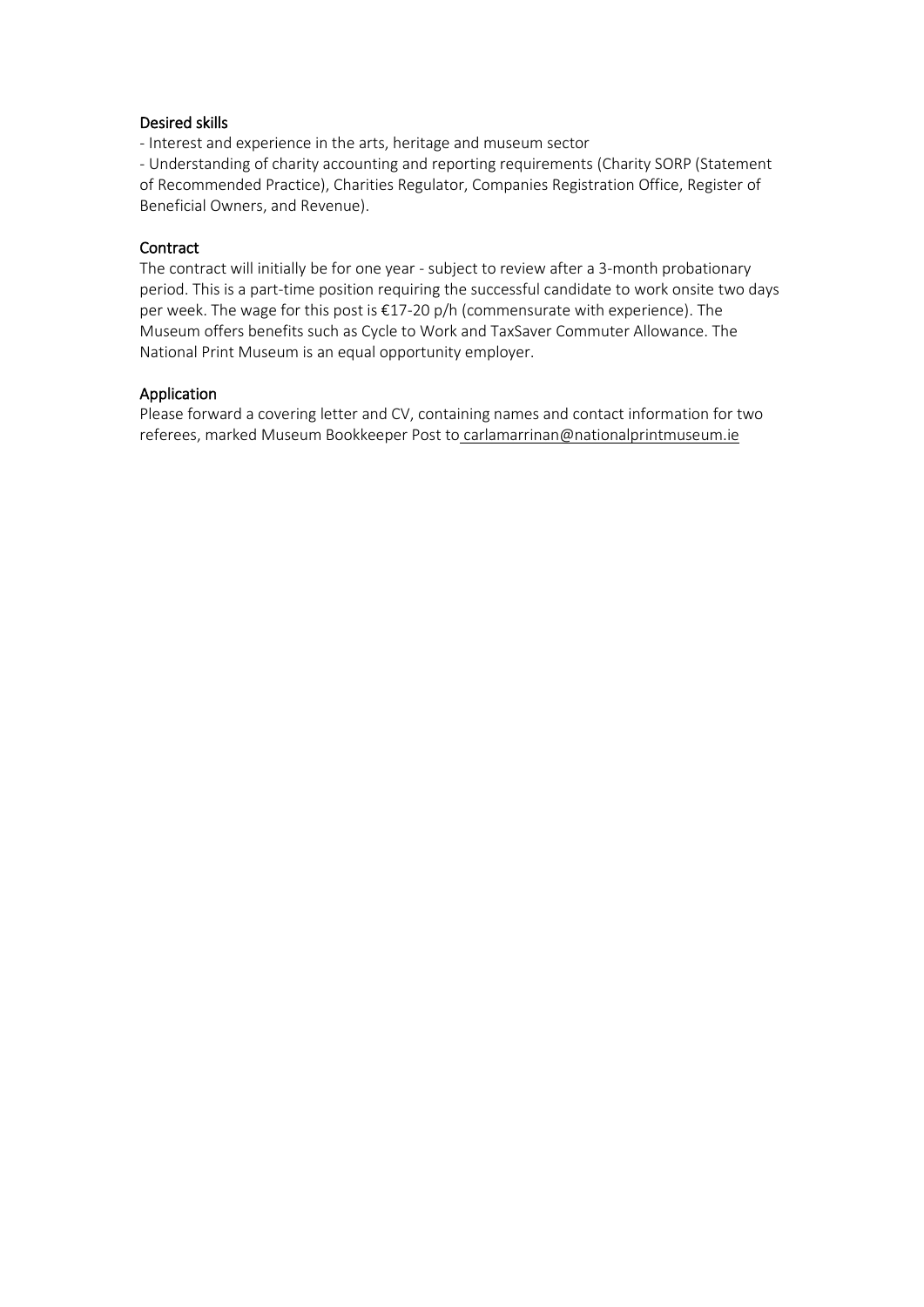### Desired skills

- Interest and experience in the arts, heritage and museum sector
- Understanding of charity accounting and reporting requirements (Charity SORP (Statement of Recommended Practice), Charities Regulator, Companies Registration Office, Register of Beneficial Owners, and Revenue).

### Contract

The contract will initially be for one year - subject to review after a 3-month probationary period. This is a part-time position requiring the successful candidate to work onsite two days per week. The wage for this post is €17-20 p/h (commensurate with experience). The Museum offers benefits such as Cycle to Work and TaxSaver Commuter Allowance. The National Print Museum is an equal opportunity employer.

### Application

Please forward a covering letter and CV, containing names and contact information for two referees, marked Museum Bookkeeper Post to carlamarrinan@nationalprintmuseum.ie